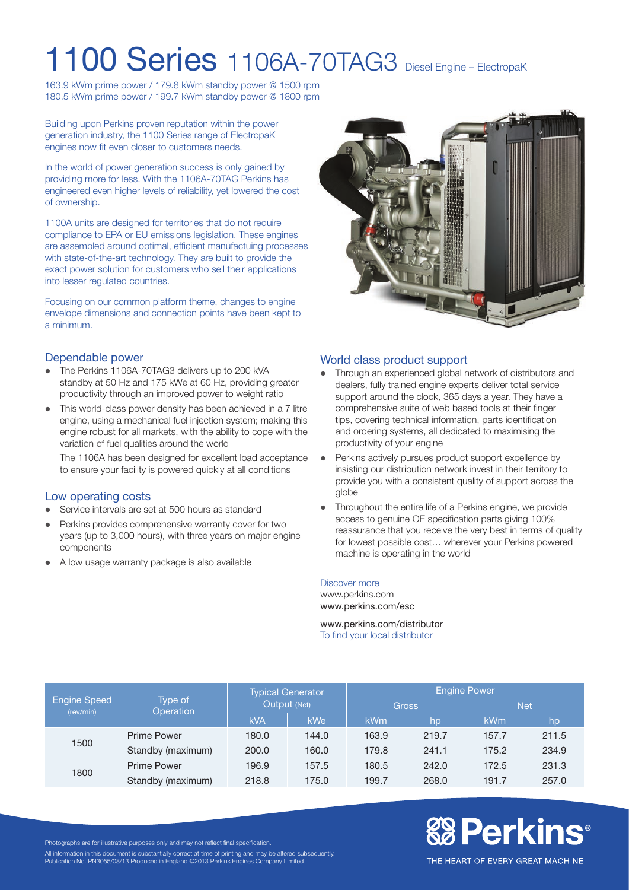# 1100 Series 1106A-70TAG3 Diesel Engine – ElectropaK

163.9 kWm prime power / 179.8 kWm standby power @ 1500 rpm
180.5 kWm prime power / 199.7 kWm standby power @ 1800 rpm

Building upon Perkins proven reputation within the power generation industry, the 1100 Series range of ElectropaK engines now fit even closer to customers needs.

In the world of power generation success is only gained by providing more for less. With the 1106A-70TAG Perkins has engineered even higher levels of reliability, yet lowered the cost of ownership.

1100A units are designed for territories that do not require compliance to EPA or EU emissions legislation. These engines are assembled around optimal, efficient manufactuing processes with state-of-the-art technology. They are built to provide the exact power solution for customers who sell their applications into lesser regulated countries.

Focusing on our common platform theme, changes to engine envelope dimensions and connection points have been kept to a minimum.

## Dependable power

- The Perkins 1106A-70TAG3 delivers up to 200 kVA standby at 50 Hz and 175 kWe at 60 Hz, providing greater productivity through an improved power to weight ratio
- This world-class power density has been achieved in a 7 litre engine, using a mechanical fuel injection system; making this engine robust for all markets, with the ability to cope with the variation of fuel qualities around the world

  The 1106A has been designed for excellent load acceptance to ensure your facility is powered quickly at all conditions

## Low operating costs

- Service intervals are set at 500 hours as standard
- Perkins provides comprehensive warranty cover for two years (up to 3,000 hours), with three years on major engine components
- A low usage warranty package is also available

## World class product support

- Through an experienced global network of distributors and dealers, fully trained engine experts deliver total service support around the clock, 365 days a year. They have a comprehensive suite of web based tools at their finger tips, covering technical information, parts identification and ordering systems, all dedicated to maximising the productivity of your engine
- Perkins actively pursues product support excellence by insisting our distribution network invest in their territory to provide you with a consistent quality of support across the globe
- Throughout the entire life of a Perkins engine, we provide access to genuine OE specification parts giving 100% reassurance that you receive the very best in terms of quality for lowest possible cost… wherever your Perkins powered machine is operating in the world

Discover more
www.perkins.com
www.perkins.com/esc

www.perkins.com/distributor
To find your local distributor

| Engine Speed (rev/min) | Type of Operation | Typical Generator Output (Net) | | Engine Power | | | |
|---|---|---|---|---|---|---|---|
| | | | | Gross | | Net | |
| | | kVA | kWe | kWm | hp | kWm | hp |
| 1500 | Prime Power | 180.0 | 144.0 | 163.9 | 219.7 | 157.7 | 211.5 |
| | Standby (maximum) | 200.0 | 160.0 | 179.8 | 241.1 | 175.2 | 234.9 |
| 1800 | Prime Power | 196.9 | 157.5 | 180.5 | 242.0 | 172.5 | 231.3 |
| | Standby (maximum) | 218.8 | 175.0 | 199.7 | 268.0 | 191.7 | 257.0 |

Photographs are for illustrative purposes only and may not reflect final specification.
All information in this document is substantially correct at time of printing and may be altered subsequently.
Publication No. PN3055/08/13 Produced in England ©2013 Perkins Engines Company Limited

Perkins®
THE HEART OF EVERY GREAT MACHINE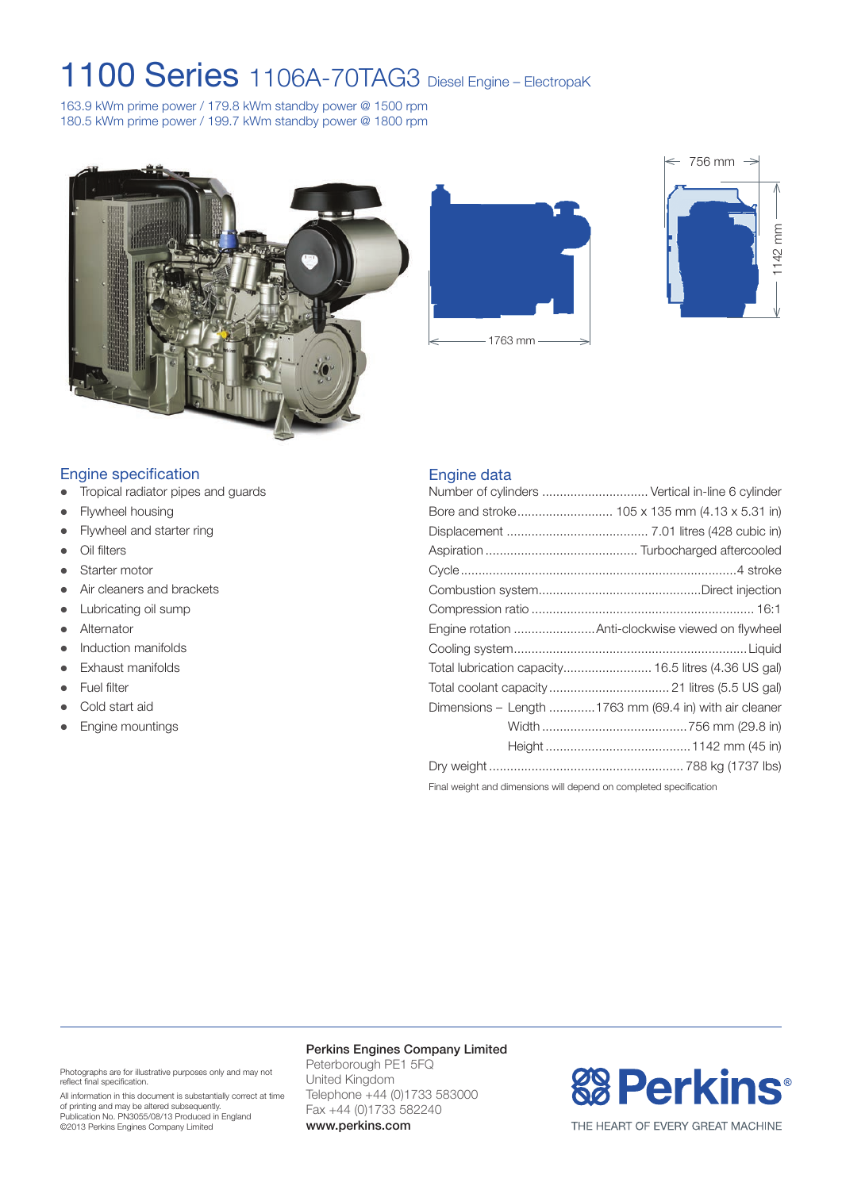# 1100 Series 1106A-70TAG3 Diesel Engine – ElectropaK

163.9 kWm prime power / 179.8 kWm standby power @ 1500 rpm
180.5 kWm prime power / 199.7 kWm standby power @ 1800 rpm

1763 mm

756 mm

1142 mm

## Engine specification

- Tropical radiator pipes and guards
- Flywheel housing
- Flywheel and starter ring
- Oil filters
- Starter motor
- Air cleaners and brackets
- Lubricating oil sump
- Alternator
- Induction manifolds
- Exhaust manifolds
- Fuel filter
- Cold start aid
- Engine mountings

## Engine data

| | |
|---|---|
| Number of cylinders | Vertical in-line 6 cylinder |
| Bore and stroke | 105 x 135 mm (4.13 x 5.31 in) |
| Displacement | 7.01 litres (428 cubic in) |
| Aspiration | Turbocharged aftercooled |
| Cycle | 4 stroke |
| Combustion system | Direct injection |
| Compression ratio | 16:1 |
| Engine rotation | Anti-clockwise viewed on flywheel |
| Cooling system | Liquid |
| Total lubrication capacity | 16.5 litres (4.36 US gal) |
| Total coolant capacity | 21 litres (5.5 US gal) |
| Dimensions – Length | 1763 mm (69.4 in) with air cleaner |
| Width | 756 mm (29.8 in) |
| Height | 1142 mm (45 in) |
| Dry weight | 788 kg (1737 lbs) |

Final weight and dimensions will depend on completed specification

Photographs are for illustrative purposes only and may not reflect final specification.

All information in this document is substantially correct at time of printing and may be altered subsequently.
Publication No. PN3055/08/13 Produced in England
©2013 Perkins Engines Company Limited

**Perkins Engines Company Limited**
Peterborough PE1 5FQ
United Kingdom
Telephone +44 (0)1733 583000
Fax +44 (0)1733 582240
**www.perkins.com**

Perkins®
THE HEART OF EVERY GREAT MACHINE